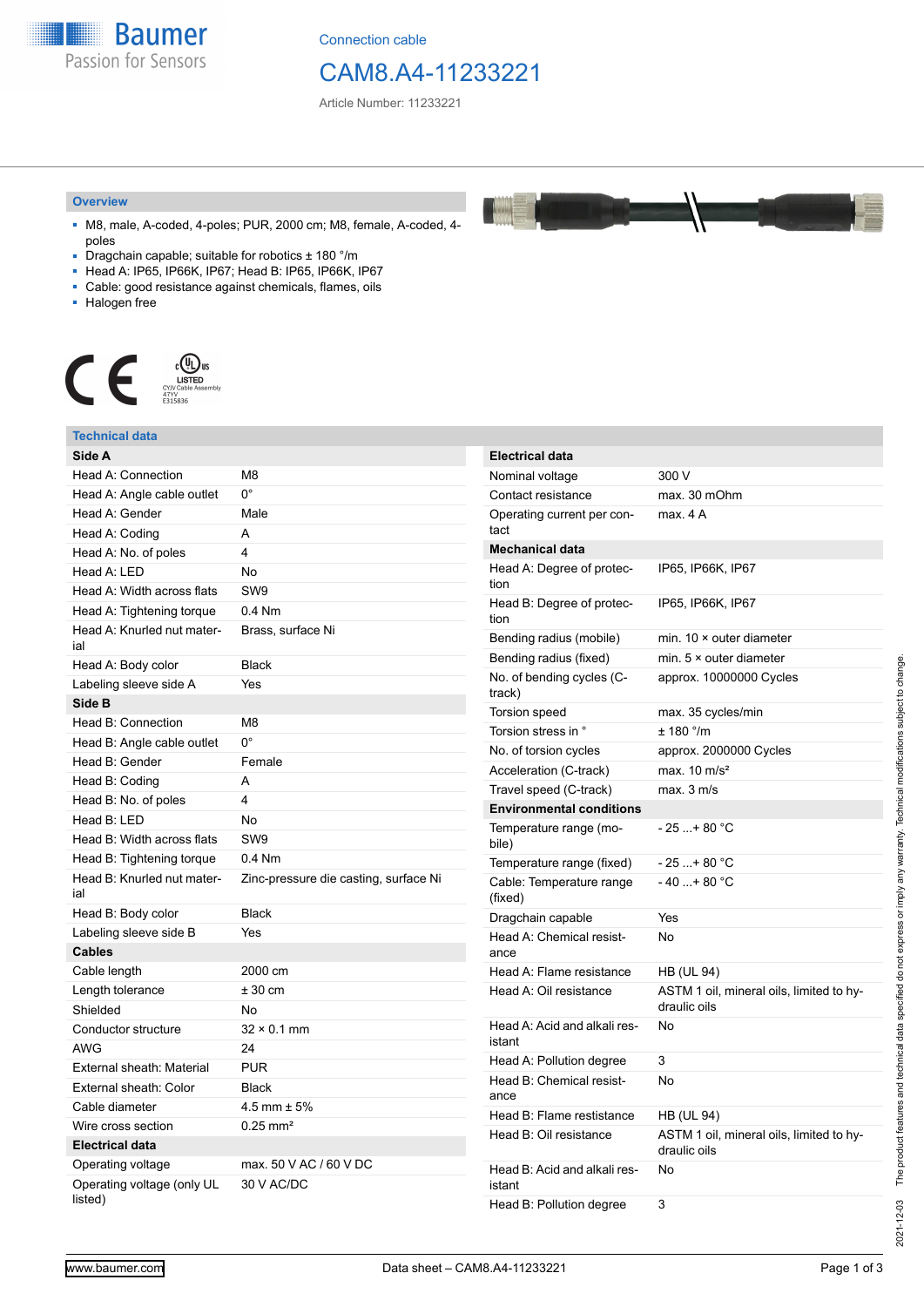Connection cable

# CAM8.A4-11233221

Article Number: 11233221

## Overview

- M8, male, A-coded, 4-poles; PUR, 2000 cm; M8, female, A-coded, 4-poles
- Dragchain capable; suitable for robotics ± 180 °/m
- Head A: IP65, IP66K, IP67; Head B: IP65, IP66K, IP67
- Cable: good resistance against chemicals, flames, oils
- Halogen free

CE

c UL us LISTED
CYJV Cable Assembly
47YV
E315836

## Technical data

| Side A | |
|---|---|
| Head A: Connection | M8 |
| Head A: Angle cable outlet | 0° |
| Head A: Gender | Male |
| Head A: Coding | A |
| Head A: No. of poles | 4 |
| Head A: LED | No |
| Head A: Width across flats | SW9 |
| Head A: Tightening torque | 0.4 Nm |
| Head A: Knurled nut material | Brass, surface Ni |
| Head A: Body color | Black |
| Labeling sleeve side A | Yes |
| **Side B** | |
| Head B: Connection | M8 |
| Head B: Angle cable outlet | 0° |
| Head B: Gender | Female |
| Head B: Coding | A |
| Head B: No. of poles | 4 |
| Head B: LED | No |
| Head B: Width across flats | SW9 |
| Head B: Tightening torque | 0.4 Nm |
| Head B: Knurled nut material | Zinc-pressure die casting, surface Ni |
| Head B: Body color | Black |
| Labeling sleeve side B | Yes |
| **Cables** | |
| Cable length | 2000 cm |
| Length tolerance | ± 30 cm |
| Shielded | No |
| Conductor structure | 32 × 0.1 mm |
| AWG | 24 |
| External sheath: Material | PUR |
| External sheath: Color | Black |
| Cable diameter | 4.5 mm ± 5% |
| Wire cross section | 0.25 mm² |
| **Electrical data** | |
| Operating voltage | max. 50 V AC / 60 V DC |
| Operating voltage (only UL listed) | 30 V AC/DC |

| Electrical data | |
|---|---|
| Nominal voltage | 300 V |
| Contact resistance | max. 30 mOhm |
| Operating current per contact | max. 4 A |
| **Mechanical data** | |
| Head A: Degree of protection | IP65, IP66K, IP67 |
| Head B: Degree of protection | IP65, IP66K, IP67 |
| Bending radius (mobile) | min. 10 × outer diameter |
| Bending radius (fixed) | min. 5 × outer diameter |
| No. of bending cycles (C-track) | approx. 10000000 Cycles |
| Torsion speed | max. 35 cycles/min |
| Torsion stress in ° | ± 180 °/m |
| No. of torsion cycles | approx. 2000000 Cycles |
| Acceleration (C-track) | max. 10 m/s² |
| Travel speed (C-track) | max. 3 m/s |
| **Environmental conditions** | |
| Temperature range (mobile) | - 25 ...+ 80 °C |
| Temperature range (fixed) | - 25 ...+ 80 °C |
| Cable: Temperature range (fixed) | - 40 ...+ 80 °C |
| Dragchain capable | Yes |
| Head A: Chemical resistance | No |
| Head A: Flame resistance | HB (UL 94) |
| Head A: Oil resistance | ASTM 1 oil, mineral oils, limited to hydraulic oils |
| Head A: Acid and alkali resistant | No |
| Head A: Pollution degree | 3 |
| Head B: Chemical resistance | No |
| Head B: Flame resistance | HB (UL 94) |
| Head B: Oil resistance | ASTM 1 oil, mineral oils, limited to hydraulic oils |
| Head B: Acid and alkali resistant | No |
| Head B: Pollution degree | 3 |

2021-12-03 The product features and technical data specified do not express or imply any warranty. Technical modifications subject to change.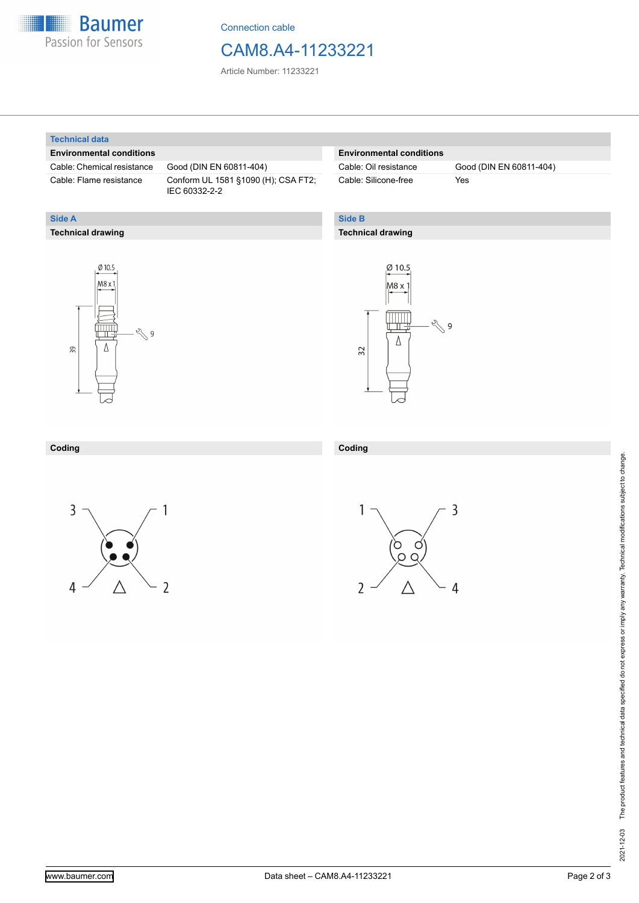# CAM8.A4-11233221

Connection cable

Article Number: 11233221

## Technical data

| Environmental conditions | |
|---|---|
| Cable: Chemical resistance | Good (DIN EN 60811-404) |
| Cable: Flame resistance | Conform UL 1581 §1090 (H); CSA FT2; IEC 60332-2-2 |

| Environmental conditions | |
|---|---|
| Cable: Oil resistance | Good (DIN EN 60811-404) |
| Cable: Silicone-free | Yes |

## Side A

### Technical drawing

Ø 10.5
M8 x 1
39
9

### Coding

3 1
4 2

## Side B

### Technical drawing

Ø 10.5
M8 x 1
32
9

### Coding

1 3
2 4

2021-12-03 The product features and technical data specified do not express or imply any warranty. Technical modifications subject to change.

www.baumer.com | Data sheet – CAM8.A4-11233221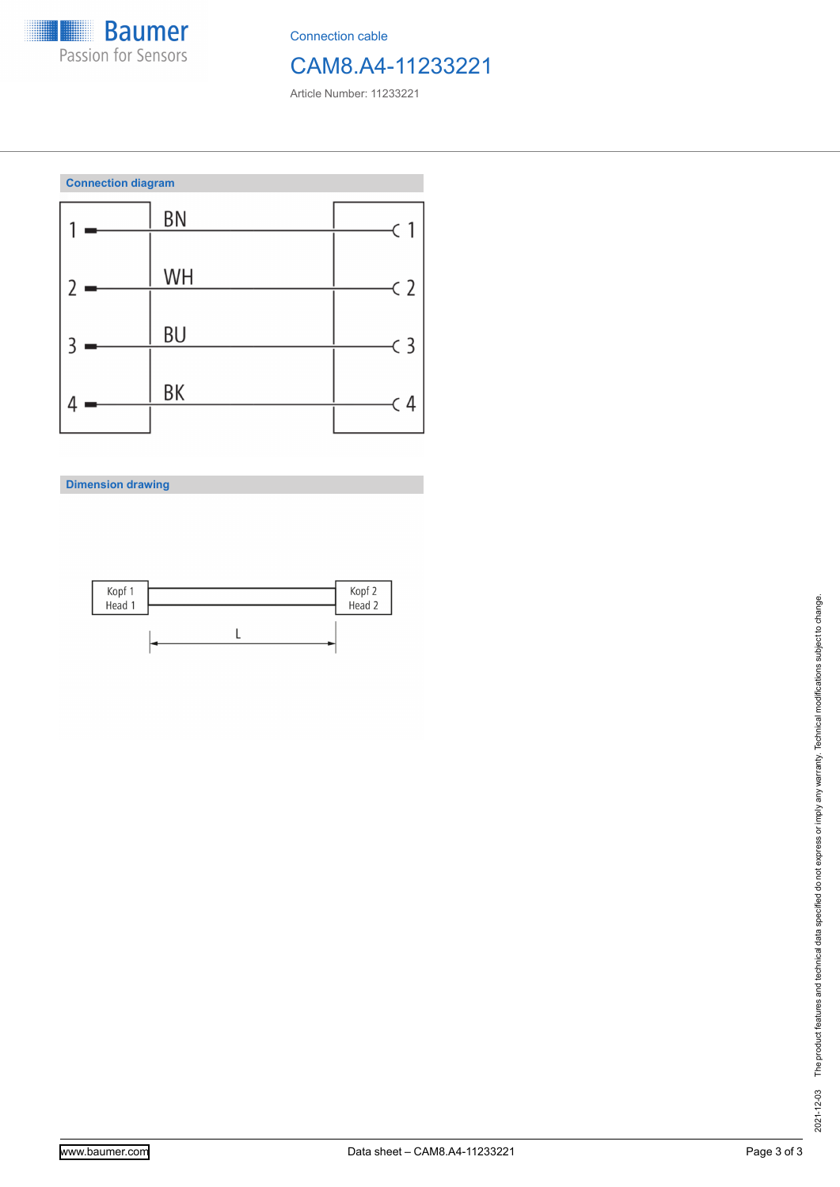Connection cable

# CAM8.A4-11233221

Article Number: 11233221

## Connection diagram

1 BN 1
2 WH 2
3 BU 3
4 BK 4

## Dimension drawing

Kopf 1
Head 1

Kopf 2
Head 2

L

The product features and technical data specified do not express or imply any warranty. Technical modifications subject to change.

2021-12-03

www.baumer.com

Data sheet – CAM8.A4-11233221